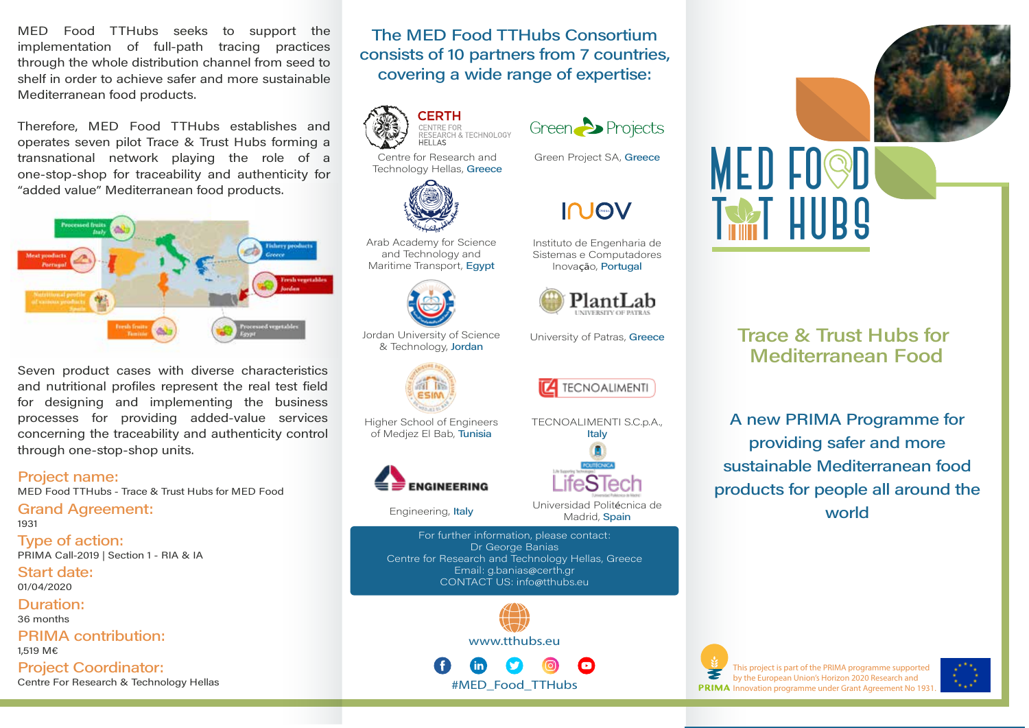MED Food TTHubs seeks to support the implementation of full-path tracing practices through the whole distribution channel from seed to shelf in order to achieve safer and more sustainable Mediterranean food products.

Therefore, MED Food TTHubs establishes and operates seven pilot Trace & Trust Hubs forming a transnational network playing the role of a one-stop-shop for traceability and authenticity for "added value" Mediterranean food products.

Processed fruits Italy

Meat products Portugal

Fishery products Greece

Fresh vegetables Jordan

Nutritional profile of various products Spain

Fresh fruits Tunisia

Processed vegetables Egypt

Seven product cases with diverse characteristics and nutritional profiles represent the real test field for designing and implementing the business processes for providing added-value services concerning the traceability and authenticity control through one-stop-shop units.

## Project name:
MED Food TTHubs - Trace & Trust Hubs for MED Food

## Grand Agreement:
1931

## Type of action:
PRIMA Call-2019 | Section 1 - RIA & IA

## Start date:
01/04/2020

## Duration:
36 months

## PRIMA contribution:
1,519 M€

## Project Coordinator:
Centre For Research & Technology Hellas

## The MED Food TTHubs Consortium consists of 10 partners from 7 countries, covering a wide range of expertise:

- CERTH – Centre for Research & Technology Hellas: Centre for Research and Technology Hellas, Greece
- Green Projects: Green Project SA, Greece
- Arab Academy for Science and Technology and Maritime Transport, Egypt
- INOV: Instituto de Engenharia de Sistemas e Computadores Inovação, Portugal
- Jordan University of Science & Technology, Jordan
- PlantLab – University of Patras: University of Patras, Greece
- ESIM: Higher School of Engineers of Medjez El Bab, Tunisia
- TECNOALIMENTI: TECNOALIMENTI S.C.p.A., Italy
- Engineering: Engineering, Italy
- LifeSTech – Politécnica: Universidad Politécnica de Madrid, Spain

For further information, please contact:
Dr George Banias
Centre for Research and Technology Hellas, Greece
Email: g.banias@certh.gr
CONTACT US: info@tthubs.eu

www.tthubs.eu

#MED_Food_TTHubs

# MED FOOD T&T HUBS

## Trace & Trust Hubs for Mediterranean Food

A new PRIMA Programme for providing safer and more sustainable Mediterranean food products for people all around the world

PRIMA

This project is part of the PRIMA programme supported by the European Union's Horizon 2020 Research and Innovation programme under Grant Agreement No 1931.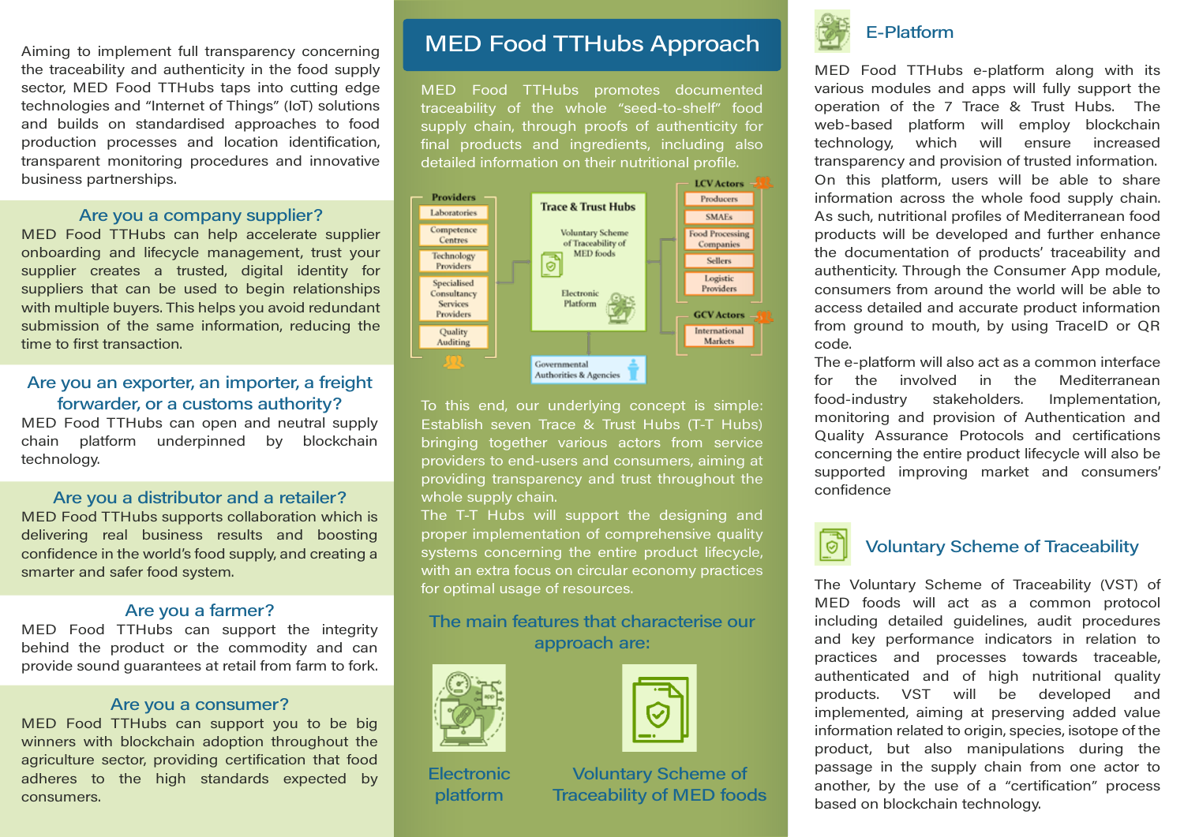Aiming to implement full transparency concerning the traceability and authenticity in the food supply sector, MED Food TTHubs taps into cutting edge technologies and "Internet of Things" (IoT) solutions and builds on standardised approaches to food production processes and location identification, transparent monitoring procedures and innovative business partnerships.

## Are you a company supplier?

MED Food TTHubs can help accelerate supplier onboarding and lifecycle management, trust your supplier creates a trusted, digital identity for suppliers that can be used to begin relationships with multiple buyers. This helps you avoid redundant submission of the same information, reducing the time to first transaction.

## Are you an exporter, an importer, a freight forwarder, or a customs authority?

MED Food TTHubs can open and neutral supply chain platform underpinned by blockchain technology.

## Are you a distributor and a retailer?

MED Food TTHubs supports collaboration which is delivering real business results and boosting confidence in the world's food supply, and creating a smarter and safer food system.

## Are you a farmer?

MED Food TTHubs can support the integrity behind the product or the commodity and can provide sound guarantees at retail from farm to fork.

## Are you a consumer?

MED Food TTHubs can support you to be big winners with blockchain adoption throughout the agriculture sector, providing certification that food adheres to the high standards expected by consumers.

# MED Food TTHubs Approach

MED Food TTHubs promotes documented traceability of the whole "seed-to-shelf" food supply chain, through proofs of authenticity for final products and ingredients, including also detailed information on their nutritional profile.

Providers
Laboratories
Competence Centres
Technology Providers
Specialised Consultancy Services Providers
Quality Auditing

Trace & Trust Hubs
Voluntary Scheme of Traceability of MED foods
Electronic Platform

LCV Actors
Producers
SMAEs
Food Processing Companies
Sellers
Logistic Providers

GCV Actors
International Markets

Governmental Authorities & Agencies

To this end, our underlying concept is simple: Establish seven Trace & Trust Hubs (T-T Hubs) bringing together various actors from service providers to end-users and consumers, aiming at providing transparency and trust throughout the whole supply chain.
The T-T Hubs will support the designing and proper implementation of comprehensive quality systems concerning the entire product lifecycle, with an extra focus on circular economy practices for optimal usage of resources.

## The main features that characterise our approach are:

Electronic platform

Voluntary Scheme of Traceability of MED foods

## E-Platform

MED Food TTHubs e-platform along with its various modules and apps will fully support the operation of the 7 Trace & Trust Hubs. The web-based platform will employ blockchain technology, which will ensure increased transparency and provision of trusted information. On this platform, users will be able to share information across the whole food supply chain. As such, nutritional profiles of Mediterranean food products will be developed and further enhance the documentation of products' traceability and authenticity. Through the Consumer App module, consumers from around the world will be able to access detailed and accurate product information from ground to mouth, by using TraceID or QR code.
The e-platform will also act as a common interface for the involved in the Mediterranean food-industry stakeholders. Implementation, monitoring and provision of Authentication and Quality Assurance Protocols and certifications concerning the entire product lifecycle will also be supported improving market and consumers' confidence

## Voluntary Scheme of Traceability

The Voluntary Scheme of Traceability (VST) of MED foods will act as a common protocol including detailed guidelines, audit procedures and key performance indicators in relation to practices and processes towards traceable, authenticated and of high nutritional quality products. VST will be developed and implemented, aiming at preserving added value information related to origin, species, isotope of the product, but also manipulations during the passage in the supply chain from one actor to another, by the use of a "certification" process based on blockchain technology.